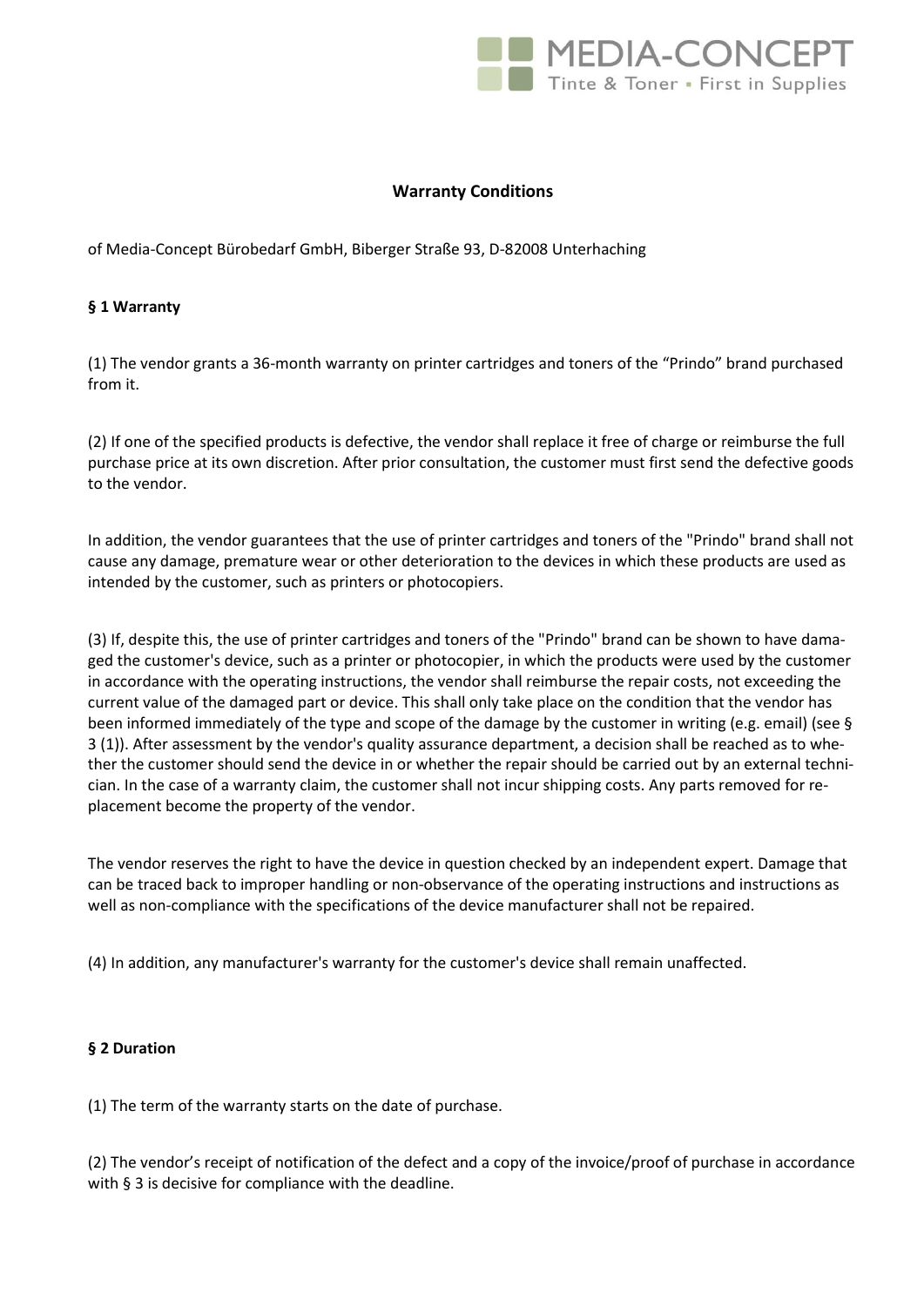## Warranty Conditions

of Media-Concept Bürobedarf GmbH, Biberger Straße 93, D-82008 Unterhaching

### § 1 Warranty

(1) The vendor grants a 36-month warranty on printer cartridges and toners of the "Prindo" brand purchased from it.

(2) If one of the specified products is defective, the vendor shall replace it free of charge or reimburse the full purchase price at its own discretion. After prior consultation, the customer must first send the defective goods to the vendor.

In addition, the vendor guarantees that the use of printer cartridges and toners of the "Prindo" brand shall not cause any damage, premature wear or other deterioration to the devices in which these products are used as intended by the customer, such as printers or photocopiers.

(3) If, despite this, the use of printer cartridges and toners of the "Prindo" brand can be shown to have damaged the customer's device, such as a printer or photocopier, in which the products were used by the customer in accordance with the operating instructions, the vendor shall reimburse the repair costs, not exceeding the current value of the damaged part or device. This shall only take place on the condition that the vendor has been informed immediately of the type and scope of the damage by the customer in writing (e.g. email) (see § 3 (1)). After assessment by the vendor's quality assurance department, a decision shall be reached as to whether the customer should send the device in or whether the repair should be carried out by an external technician. In the case of a warranty claim, the customer shall not incur shipping costs. Any parts removed for replacement become the property of the vendor.

The vendor reserves the right to have the device in question checked by an independent expert. Damage that can be traced back to improper handling or non-observance of the operating instructions and instructions as well as non-compliance with the specifications of the device manufacturer shall not be repaired.

(4) In addition, any manufacturer's warranty for the customer's device shall remain unaffected.

### § 2 Duration

(1) The term of the warranty starts on the date of purchase.

(2) The vendor's receipt of notification of the defect and a copy of the invoice/proof of purchase in accordance with § 3 is decisive for compliance with the deadline.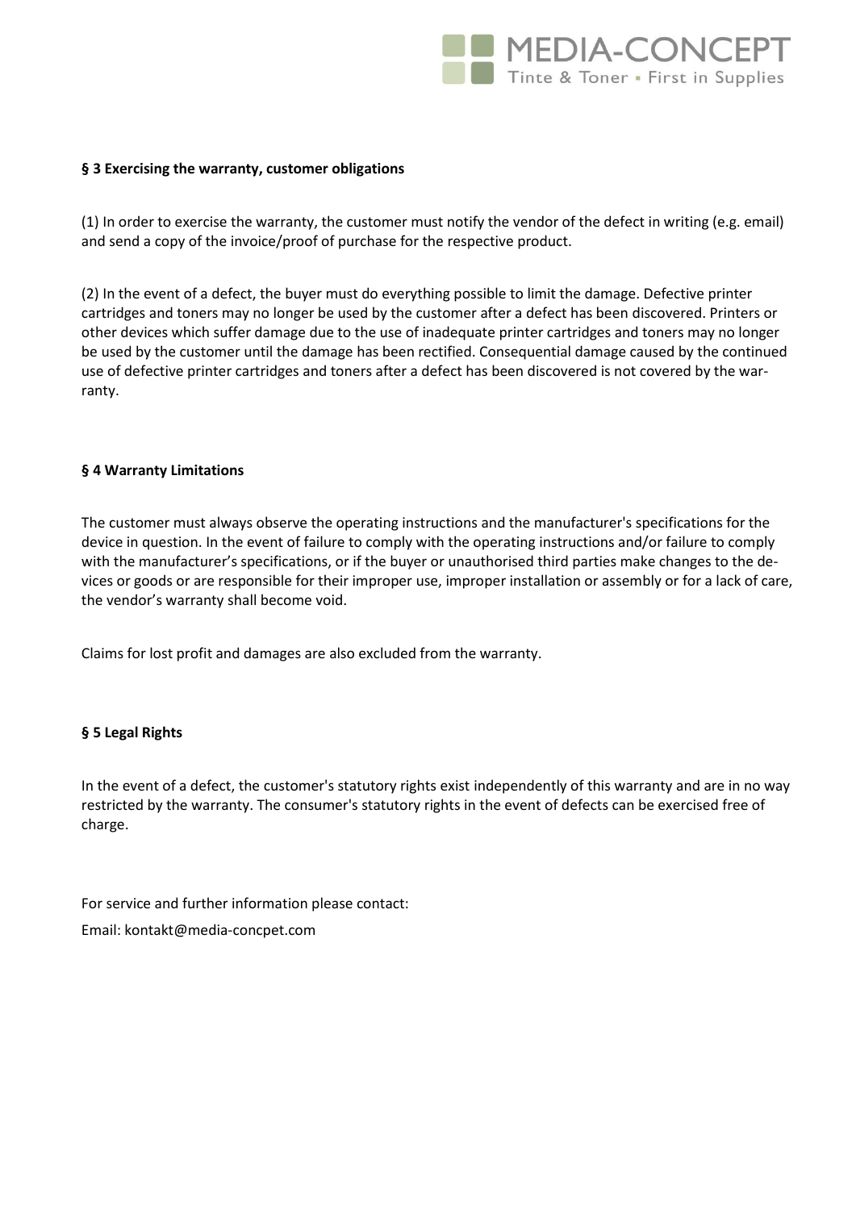### § 3 Exercising the warranty, customer obligations

(1) In order to exercise the warranty, the customer must notify the vendor of the defect in writing (e.g. email) and send a copy of the invoice/proof of purchase for the respective product.

(2) In the event of a defect, the buyer must do everything possible to limit the damage. Defective printer cartridges and toners may no longer be used by the customer after a defect has been discovered. Printers or other devices which suffer damage due to the use of inadequate printer cartridges and toners may no longer be used by the customer until the damage has been rectified. Consequential damage caused by the continued use of defective printer cartridges and toners after a defect has been discovered is not covered by the warranty.

### § 4 Warranty Limitations

The customer must always observe the operating instructions and the manufacturer's specifications for the device in question. In the event of failure to comply with the operating instructions and/or failure to comply with the manufacturer's specifications, or if the buyer or unauthorised third parties make changes to the devices or goods or are responsible for their improper use, improper installation or assembly or for a lack of care, the vendor's warranty shall become void.

Claims for lost profit and damages are also excluded from the warranty.

### § 5 Legal Rights

In the event of a defect, the customer's statutory rights exist independently of this warranty and are in no way restricted by the warranty. The consumer's statutory rights in the event of defects can be exercised free of charge.

For service and further information please contact:

Email: kontakt@media-concpet.com